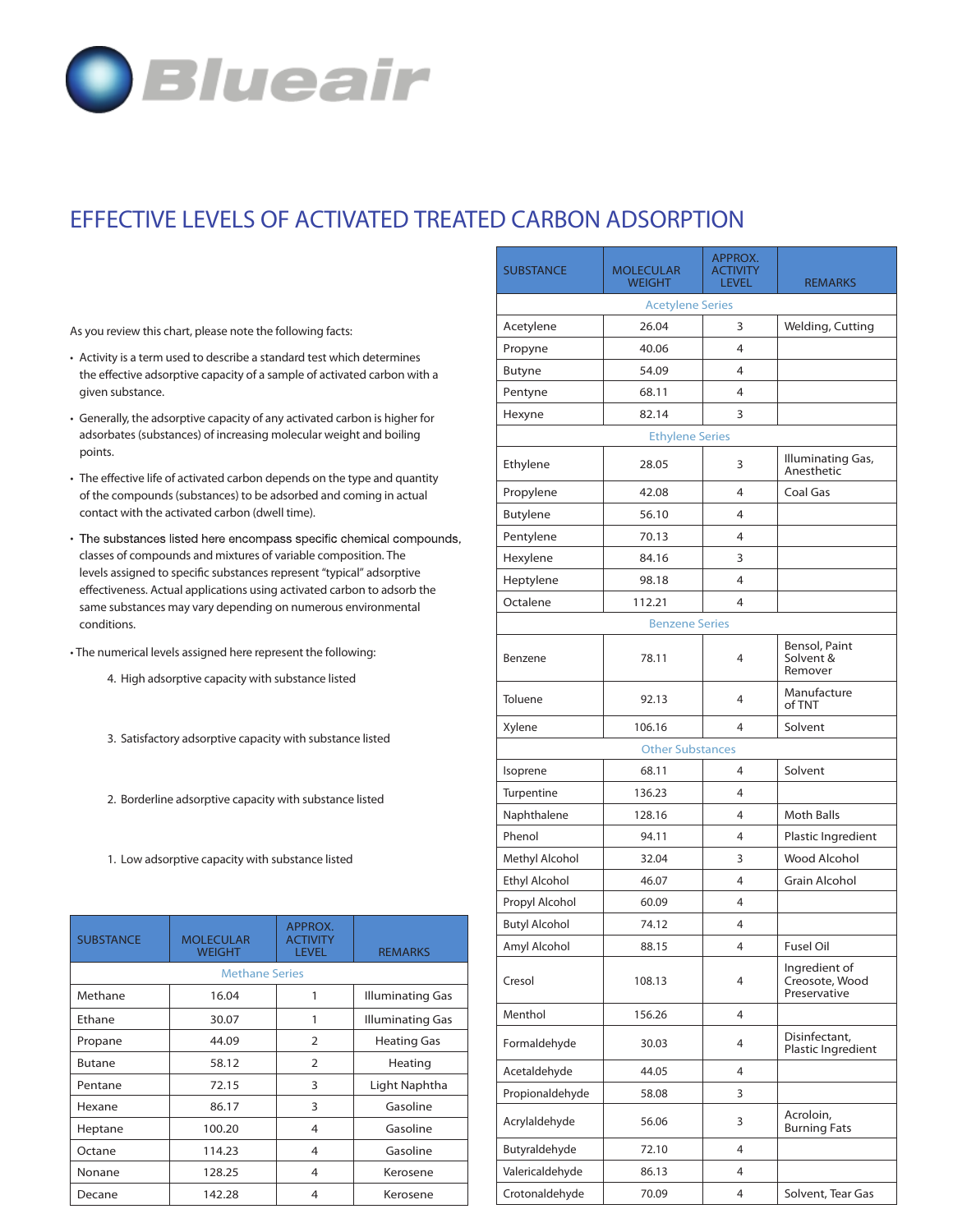Blueair

# EFFECTIVE LEVELS OF ACTIVATED TREATED CARBON ADSORPTION

As you review this chart, please note the following facts:

- Activity is a term used to describe a standard test which determines the effective adsorptive capacity of a sample of activated carbon with a given substance.
- Generally, the adsorptive capacity of any activated carbon is higher for adsorbates (substances) of increasing molecular weight and boiling points.
- The effective life of activated carbon depends on the type and quantity of the compounds (substances) to be adsorbed and coming in actual contact with the activated carbon (dwell time).
- The substances listed here encompass specific chemical compounds, classes of compounds and mixtures of variable composition. The levels assigned to specific substances represent "typical" adsorptive effectiveness. Actual applications using activated carbon to adsorb the same substances may vary depending on numerous environmental conditions.
- The numerical levels assigned here represent the following:

   4. High adsorptive capacity with substance listed

   3. Satisfactory adsorptive capacity with substance listed

   2. Borderline adsorptive capacity with substance listed

   1. Low adsorptive capacity with substance listed

| SUBSTANCE | MOLECULAR WEIGHT | APPROX. ACTIVITY LEVEL | REMARKS |
|---|---|---|---|
| **Methane Series** | | | |
| Methane | 16.04 | 1 | Illuminating Gas |
| Ethane | 30.07 | 1 | Illuminating Gas |
| Propane | 44.09 | 2 | Heating Gas |
| Butane | 58.12 | 2 | Heating |
| Pentane | 72.15 | 3 | Light Naphtha |
| Hexane | 86.17 | 3 | Gasoline |
| Heptane | 100.20 | 4 | Gasoline |
| Octane | 114.23 | 4 | Gasoline |
| Nonane | 128.25 | 4 | Kerosene |
| Decane | 142.28 | 4 | Kerosene |

| SUBSTANCE | MOLECULAR WEIGHT | APPROX. ACTIVITY LEVEL | REMARKS |
|---|---|---|---|
| **Acetylene Series** | | | |
| Acetylene | 26.04 | 3 | Welding, Cutting |
| Propyne | 40.06 | 4 | |
| Butyne | 54.09 | 4 | |
| Pentyne | 68.11 | 4 | |
| Hexyne | 82.14 | 3 | |
| **Ethylene Series** | | | |
| Ethylene | 28.05 | 3 | Illuminating Gas, Anesthetic |
| Propylene | 42.08 | 4 | Coal Gas |
| Butylene | 56.10 | 4 | |
| Pentylene | 70.13 | 4 | |
| Hexylene | 84.16 | 3 | |
| Heptylene | 98.18 | 4 | |
| Octalene | 112.21 | 4 | |
| **Benzene Series** | | | |
| Benzene | 78.11 | 4 | Bensol, Paint Solvent & Remover |
| Toluene | 92.13 | 4 | Manufacture of TNT |
| Xylene | 106.16 | 4 | Solvent |
| **Other Substances** | | | |
| Isoprene | 68.11 | 4 | Solvent |
| Turpentine | 136.23 | 4 | |
| Naphthalene | 128.16 | 4 | Moth Balls |
| Phenol | 94.11 | 4 | Plastic Ingredient |
| Methyl Alcohol | 32.04 | 3 | Wood Alcohol |
| Ethyl Alcohol | 46.07 | 4 | Grain Alcohol |
| Propyl Alcohol | 60.09 | 4 | |
| Butyl Alcohol | 74.12 | 4 | |
| Amyl Alcohol | 88.15 | 4 | Fusel Oil |
| Cresol | 108.13 | 4 | Ingredient of Creosote, Wood Preservative |
| Menthol | 156.26 | 4 | |
| Formaldehyde | 30.03 | 4 | Disinfectant, Plastic Ingredient |
| Acetaldehyde | 44.05 | 4 | |
| Propionaldehyde | 58.08 | 3 | |
| Acrylaldehyde | 56.06 | 3 | Acroloin, Burning Fats |
| Butyraldehyde | 72.10 | 4 | |
| Valericaldehyde | 86.13 | 4 | |
| Crotonaldehyde | 70.09 | 4 | Solvent, Tear Gas |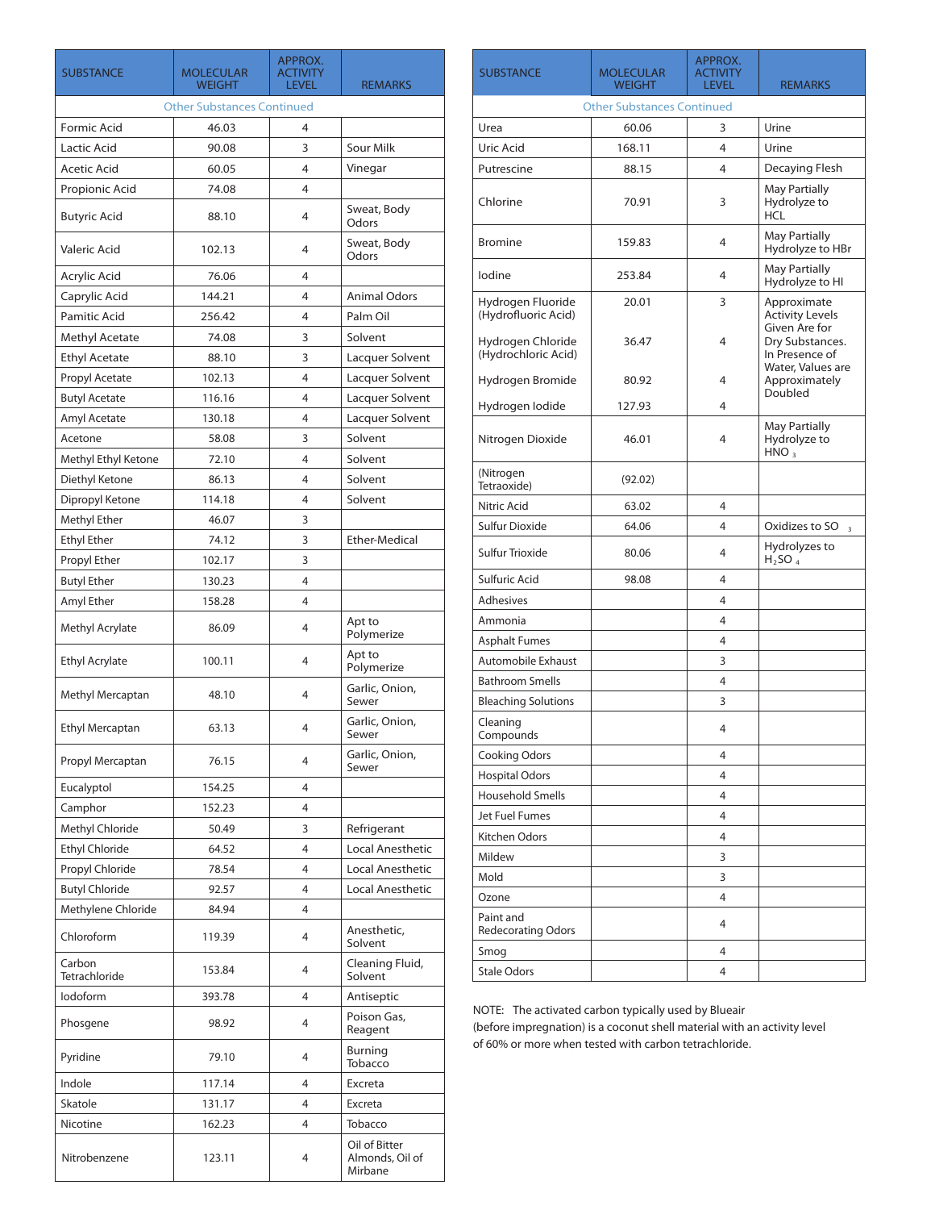| SUBSTANCE | MOLECULAR WEIGHT | APPROX. ACTIVITY LEVEL | REMARKS |
|---|---|---|---|
| Other Substances Continued | | | |
| Formic Acid | 46.03 | 4 | |
| Lactic Acid | 90.08 | 3 | Sour Milk |
| Acetic Acid | 60.05 | 4 | Vinegar |
| Propionic Acid | 74.08 | 4 | |
| Butyric Acid | 88.10 | 4 | Sweat, Body Odors |
| Valeric Acid | 102.13 | 4 | Sweat, Body Odors |
| Acrylic Acid | 76.06 | 4 | |
| Caprylic Acid | 144.21 | 4 | Animal Odors |
| Pamitic Acid | 256.42 | 4 | Palm Oil |
| Methyl Acetate | 74.08 | 3 | Solvent |
| Ethyl Acetate | 88.10 | 3 | Lacquer Solvent |
| Propyl Acetate | 102.13 | 4 | Lacquer Solvent |
| Butyl Acetate | 116.16 | 4 | Lacquer Solvent |
| Amyl Acetate | 130.18 | 4 | Lacquer Solvent |
| Acetone | 58.08 | 3 | Solvent |
| Methyl Ethyl Ketone | 72.10 | 4 | Solvent |
| Diethyl Ketone | 86.13 | 4 | Solvent |
| Dipropyl Ketone | 114.18 | 4 | Solvent |
| Methyl Ether | 46.07 | 3 | |
| Ethyl Ether | 74.12 | 3 | Ether-Medical |
| Propyl Ether | 102.17 | 3 | |
| Butyl Ether | 130.23 | 4 | |
| Amyl Ether | 158.28 | 4 | |
| Methyl Acrylate | 86.09 | 4 | Apt to Polymerize |
| Ethyl Acrylate | 100.11 | 4 | Apt to Polymerize |
| Methyl Mercaptan | 48.10 | 4 | Garlic, Onion, Sewer |
| Ethyl Mercaptan | 63.13 | 4 | Garlic, Onion, Sewer |
| Propyl Mercaptan | 76.15 | 4 | Garlic, Onion, Sewer |
| Eucalyptol | 154.25 | 4 | |
| Camphor | 152.23 | 4 | |
| Methyl Chloride | 50.49 | 3 | Refrigerant |
| Ethyl Chloride | 64.52 | 4 | Local Anesthetic |
| Propyl Chloride | 78.54 | 4 | Local Anesthetic |
| Butyl Chloride | 92.57 | 4 | Local Anesthetic |
| Methylene Chloride | 84.94 | 4 | |
| Chloroform | 119.39 | 4 | Anesthetic, Solvent |
| Carbon Tetrachloride | 153.84 | 4 | Cleaning Fluid, Solvent |
| Iodoform | 393.78 | 4 | Antiseptic |
| Phosgene | 98.92 | 4 | Poison Gas, Reagent |
| Pyridine | 79.10 | 4 | Burning Tobacco |
| Indole | 117.14 | 4 | Excreta |
| Skatole | 131.17 | 4 | Excreta |
| Nicotine | 162.23 | 4 | Tobacco |
| Nitrobenzene | 123.11 | 4 | Oil of Bitter Almonds, Oil of Mirbane |

| SUBSTANCE | MOLECULAR WEIGHT | APPROX. ACTIVITY LEVEL | REMARKS |
|---|---|---|---|
| Other Substances Continued | | | |
| Urea | 60.06 | 3 | Urine |
| Uric Acid | 168.11 | 4 | Urine |
| Putrescine | 88.15 | 4 | Decaying Flesh |
| Chlorine | 70.91 | 3 | May Partially Hydrolyze to HCL |
| Bromine | 159.83 | 4 | May Partially Hydrolyze to HBr |
| Iodine | 253.84 | 4 | May Partially Hydrolyze to HI |
| Hydrogen Fluoride (Hydrofluoric Acid) | 20.01 | 3 | Approximate Activity Levels Given Are for Dry Substances. In Presence of Water, Values are Approximately Doubled |
| Hydrogen Chloride (Hydrochloric Acid) | 36.47 | 4 | |
| Hydrogen Bromide | 80.92 | 4 | |
| Hydrogen Iodide | 127.93 | 4 | |
| Nitrogen Dioxide | 46.01 | 4 | May Partially Hydrolyze to $HNO_3$ |
| (Nitrogen Tetraoxide) | (92.02) | | |
| Nitric Acid | 63.02 | 4 | |
| Sulfur Dioxide | 64.06 | 4 | Oxidizes to $SO_3$ |
| Sulfur Trioxide | 80.06 | 4 | Hydrolyzes to $H_2SO_4$ |
| Sulfuric Acid | 98.08 | 4 | |
| Adhesives | | 4 | |
| Ammonia | | 4 | |
| Asphalt Fumes | | 4 | |
| Automobile Exhaust | | 3 | |
| Bathroom Smells | | 4 | |
| Bleaching Solutions | | 3 | |
| Cleaning Compounds | | 4 | |
| Cooking Odors | | 4 | |
| Hospital Odors | | 4 | |
| Household Smells | | 4 | |
| Jet Fuel Fumes | | 4 | |
| Kitchen Odors | | 4 | |
| Mildew | | 3 | |
| Mold | | 3 | |
| Ozone | | 4 | |
| Paint and Redecorating Odors | | 4 | |
| Smog | | 4 | |
| Stale Odors | | 4 | |

NOTE: The activated carbon typically used by Blueair (before impregnation) is a coconut shell material with an activity level of 60% or more when tested with carbon tetrachloride.